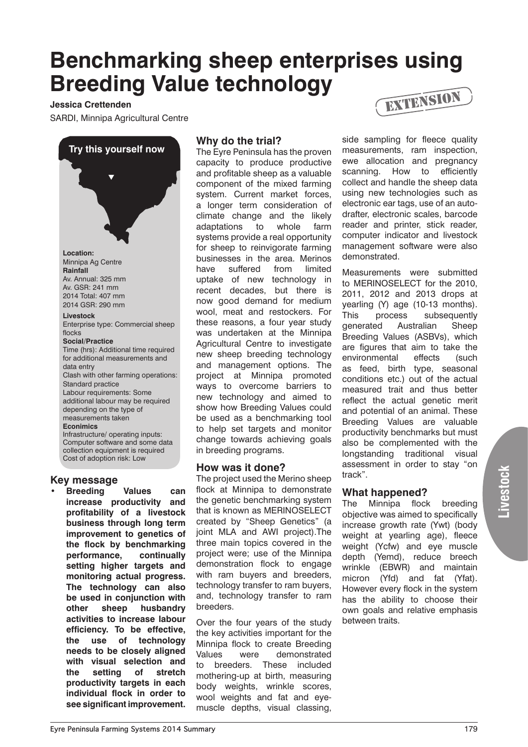# Benchmarking sheep enterprises using Breeding Value technology

**Jessica Crettenden**

SARDI, Minnipa Agricultural Centre

EXTENSION

**Try this yourself now**

**Location:**
Minnipa Ag Centre

**Rainfall**
Av. Annual: 325 mm
Av. GSR: 241 mm
2014 Total: 407 mm
2014 GSR: 290 mm

**Livestock**
Enterprise type: Commercial sheep flocks

**Social/Practice**
Time (hrs): Additional time required for additional measurements and data entry
Clash with other farming operations: Standard practice
Labour requirements: Some additional labour may be required depending on the type of measurements taken

**Econimics**
Infrastructure/ operating inputs: Computer software and some data collection equipment is required
Cost of adoption risk: Low

## Key message

- **Breeding Values can increase productivity and profitability of a livestock business through long term improvement to genetics of the flock by benchmarking performance, continually setting higher targets and monitoring actual progress. The technology can also be used in conjunction with other sheep husbandry activities to increase labour efficiency. To be effective, the use of technology needs to be closely aligned with visual selection and the setting of stretch productivity targets in each individual flock in order to see significant improvement.**

## Why do the trial?

The Eyre Peninsula has the proven capacity to produce productive and profitable sheep as a valuable component of the mixed farming system. Current market forces, a longer term consideration of climate change and the likely adaptations to whole farm systems provide a real opportunity for sheep to reinvigorate farming businesses in the area. Merinos have suffered from limited uptake of new technology in recent decades, but there is now good demand for medium wool, meat and restockers. For these reasons, a four year study was undertaken at the Minnipa Agricultural Centre to investigate new sheep breeding technology and management options. The project at Minnipa promoted ways to overcome barriers to new technology and aimed to show how Breeding Values could be used as a benchmarking tool to help set targets and monitor change towards achieving goals in breeding programs.

## How was it done?

The project used the Merino sheep flock at Minnipa to demonstrate the genetic benchmarking system that is known as MERINOSELECT created by "Sheep Genetics" (a joint MLA and AWI project).The three main topics covered in the project were; use of the Minnipa demonstration flock to engage with ram buyers and breeders, technology transfer to ram buyers, and, technology transfer to ram breeders.

Over the four years of the study the key activities important for the Minnipa flock to create Breeding Values were demonstrated to breeders. These included mothering-up at birth, measuring body weights, wrinkle scores, wool weights and fat and eye-muscle depths, visual classing, side sampling for fleece quality measurements, ram inspection, ewe allocation and pregnancy scanning. How to efficiently collect and handle the sheep data using new technologies such as electronic ear tags, use of an auto-drafter, electronic scales, barcode reader and printer, stick reader, computer indicator and livestock management software were also demonstrated.

Measurements were submitted to MERINOSELECT for the 2010, 2011, 2012 and 2013 drops at yearling (Y) age (10-13 months). This process subsequently generated Australian Sheep Breeding Values (ASBVs), which are figures that aim to take the environmental effects (such as feed, birth type, seasonal conditions etc.) out of the actual measured trait and thus better reflect the actual genetic merit and potential of an animal. These Breeding Values are valuable productivity benchmarks but must also be complemented with the longstanding traditional visual assessment in order to stay "on track".

## What happened?

The Minnipa flock breeding objective was aimed to specifically increase growth rate (Ywt) (body weight at yearling age), fleece weight (Ycfw) and eye muscle depth (Yemd), reduce breech wrinkle (EBWR) and maintain micron (Yfd) and fat (Yfat). However every flock in the system has the ability to choose their own goals and relative emphasis between traits.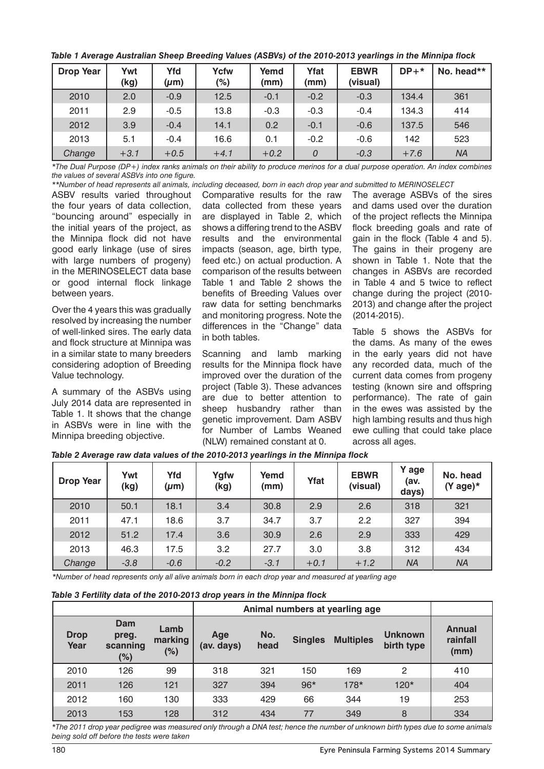*Table 1 Average Australian Sheep Breeding Values (ASBVs) of the 2010-2013 yearlings in the Minnipa flock*

| Drop Year | Ywt (kg) | Yfd (μm) | Ycfw (%) | Yemd (mm) | Yfat (mm) | EBWR (visual) | DP+* | No. head** |
|---|---|---|---|---|---|---|---|---|
| 2010 | 2.0 | -0.9 | 12.5 | -0.1 | -0.2 | -0.3 | 134.4 | 361 |
| 2011 | 2.9 | -0.5 | 13.8 | -0.3 | -0.3 | -0.4 | 134.3 | 414 |
| 2012 | 3.9 | -0.4 | 14.1 | 0.2 | -0.1 | -0.6 | 137.5 | 546 |
| 2013 | 5.1 | -0.4 | 16.6 | 0.1 | -0.2 | -0.6 | 142 | 523 |
| *Change* | *+3.1* | *+0.5* | *+4.1* | *+0.2* | *0* | *-0.3* | *+7.6* | *NA* |

*\*The Dual Purpose (DP+) index ranks animals on their ability to produce merinos for a dual purpose operation. An index combines the values of several ASBVs into one figure.*

*\*\*Number of head represents all animals, including deceased, born in each drop year and submitted to MERINOSELECT*

ASBV results varied throughout the four years of data collection, "bouncing around" especially in the initial years of the project, as the Minnipa flock did not have good early linkage (use of sires with large numbers of progeny) in the MERINOSELECT data base or good internal flock linkage between years.

Over the 4 years this was gradually resolved by increasing the number of well-linked sires. The early data and flock structure at Minnipa was in a similar state to many breeders considering adoption of Breeding Value technology.

A summary of the ASBVs using July 2014 data are represented in Table 1. It shows that the change in ASBVs were in line with the Minnipa breeding objective.

Comparative results for the raw data collected from these years are displayed in Table 2, which shows a differing trend to the ASBV results and the environmental impacts (season, age, birth type, feed etc.) on actual production. A comparison of the results between Table 1 and Table 2 shows the benefits of Breeding Values over raw data for setting benchmarks and monitoring progress. Note the differences in the "Change" data in both tables.

Scanning and lamb marking results for the Minnipa flock have improved over the duration of the project (Table 3). These advances are due to better attention to sheep husbandry rather than genetic improvement. Dam ASBV for Number of Lambs Weaned (NLW) remained constant at 0.

The average ASBVs of the sires and dams used over the duration of the project reflects the Minnipa flock breeding goals and rate of gain in the flock (Table 4 and 5). The gains in their progeny are shown in Table 1. Note that the changes in ASBVs are recorded in Table 4 and 5 twice to reflect change during the project (2010-2013) and change after the project (2014-2015).

Table 5 shows the ASBVs for the dams. As many of the ewes in the early years did not have any recorded data, much of the current data comes from progeny testing (known sire and offspring performance). The rate of gain in the ewes was assisted by the high lambing results and thus high ewe culling that could take place across all ages.

*Table 2 Average raw data values of the 2010-2013 yearlings in the Minnipa flock*

| Drop Year | Ywt (kg) | Yfd (μm) | Ygfw (kg) | Yemd (mm) | Yfat | EBWR (visual) | Y age (av. days) | No. head (Y age)* |
|---|---|---|---|---|---|---|---|---|
| 2010 | 50.1 | 18.1 | 3.4 | 30.8 | 2.9 | 2.6 | 318 | 321 |
| 2011 | 47.1 | 18.6 | 3.7 | 34.7 | 3.7 | 2.2 | 327 | 394 |
| 2012 | 51.2 | 17.4 | 3.6 | 30.9 | 2.6 | 2.9 | 333 | 429 |
| 2013 | 46.3 | 17.5 | 3.2 | 27.7 | 3.0 | 3.8 | 312 | 434 |
| *Change* | *-3.8* | *-0.6* | *-0.2* | *-3.1* | *+0.1* | *+1.2* | *NA* | *NA* |

*\*Number of head represents only all alive animals born in each drop year and measured at yearling age*

*Table 3 Fertility data of the 2010-2013 drop years in the Minnipa flock*

| | | | Animal numbers at yearling age | | | | | |
|---|---|---|---|---|---|---|---|---|
| **Drop Year** | **Dam preg. scanning (%)** | **Lamb marking (%)** | **Age (av. days)** | **No. head** | **Singles** | **Multiples** | **Unknown birth type** | **Annual rainfall (mm)** |
| 2010 | 126 | 99 | 318 | 321 | 150 | 169 | 2 | 410 |
| 2011 | 126 | 121 | 327 | 394 | 96* | 178* | 120* | 404 |
| 2012 | 160 | 130 | 333 | 429 | 66 | 344 | 19 | 253 |
| 2013 | 153 | 128 | 312 | 434 | 77 | 349 | 8 | 334 |

*\*The 2011 drop year pedigree was measured only through a DNA test; hence the number of unknown birth types due to some animals being sold off before the tests were taken*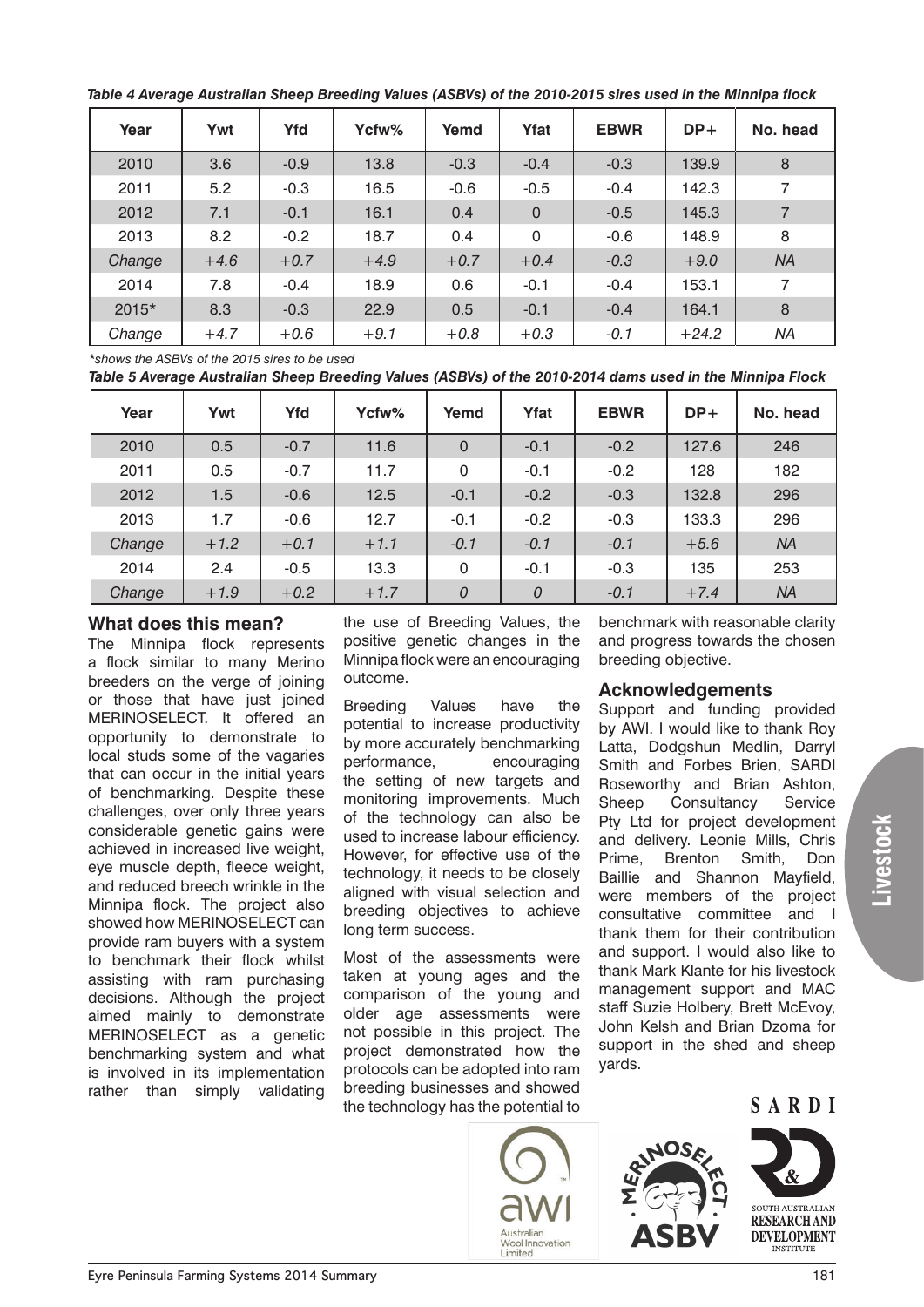*Table 4 Average Australian Sheep Breeding Values (ASBVs) of the 2010-2015 sires used in the Minnipa flock*

| Year | Ywt | Yfd | Ycfw% | Yemd | Yfat | EBWR | DP+ | No. head |
|---|---|---|---|---|---|---|---|---|
| 2010 | 3.6 | -0.9 | 13.8 | -0.3 | -0.4 | -0.3 | 139.9 | 8 |
| 2011 | 5.2 | -0.3 | 16.5 | -0.6 | -0.5 | -0.4 | 142.3 | 7 |
| 2012 | 7.1 | -0.1 | 16.1 | 0.4 | 0 | -0.5 | 145.3 | 7 |
| 2013 | 8.2 | -0.2 | 18.7 | 0.4 | 0 | -0.6 | 148.9 | 8 |
| *Change* | *+4.6* | *+0.7* | *+4.9* | *+0.7* | *+0.4* | *-0.3* | *+9.0* | *NA* |
| 2014 | 7.8 | -0.4 | 18.9 | 0.6 | -0.1 | -0.4 | 153.1 | 7 |
| 2015* | 8.3 | -0.3 | 22.9 | 0.5 | -0.1 | -0.4 | 164.1 | 8 |
| *Change* | *+4.7* | *+0.6* | *+9.1* | *+0.8* | *+0.3* | *-0.1* | *+24.2* | *NA* |

**shows the ASBVs of the 2015 sires to be used*

*Table 5 Average Australian Sheep Breeding Values (ASBVs) of the 2010-2014 dams used in the Minnipa Flock*

| Year | Ywt | Yfd | Ycfw% | Yemd | Yfat | EBWR | DP+ | No. head |
|---|---|---|---|---|---|---|---|---|
| 2010 | 0.5 | -0.7 | 11.6 | 0 | -0.1 | -0.2 | 127.6 | 246 |
| 2011 | 0.5 | -0.7 | 11.7 | 0 | -0.1 | -0.2 | 128 | 182 |
| 2012 | 1.5 | -0.6 | 12.5 | -0.1 | -0.2 | -0.3 | 132.8 | 296 |
| 2013 | 1.7 | -0.6 | 12.7 | -0.1 | -0.2 | -0.3 | 133.3 | 296 |
| *Change* | *+1.2* | *+0.1* | *+1.1* | *-0.1* | *-0.1* | *-0.1* | *+5.6* | *NA* |
| 2014 | 2.4 | -0.5 | 13.3 | 0 | -0.1 | -0.3 | 135 | 253 |
| *Change* | *+1.9* | *+0.2* | *+1.7* | *0* | *0* | *-0.1* | *+7.4* | *NA* |

## What does this mean?

The Minnipa flock represents a flock similar to many Merino breeders on the verge of joining or those that have just joined MERINOSELECT. It offered an opportunity to demonstrate to local studs some of the vagaries that can occur in the initial years of benchmarking. Despite these challenges, over only three years considerable genetic gains were achieved in increased live weight, eye muscle depth, fleece weight, and reduced breech wrinkle in the Minnipa flock. The project also showed how MERINOSELECT can provide ram buyers with a system to benchmark their flock whilst assisting with ram purchasing decisions. Although the project aimed mainly to demonstrate MERINOSELECT as a genetic benchmarking system and what is involved in its implementation rather than simply validating the use of Breeding Values, the positive genetic changes in the Minnipa flock were an encouraging outcome.

Breeding Values have the potential to increase productivity by more accurately benchmarking performance, encouraging the setting of new targets and monitoring improvements. Much of the technology can also be used to increase labour efficiency. However, for effective use of the technology, it needs to be closely aligned with visual selection and breeding objectives to achieve long term success.

Most of the assessments were taken at young ages and the comparison of the young and older age assessments were not possible in this project. The project demonstrated how the protocols can be adopted into ram breeding businesses and showed the technology has the potential to benchmark with reasonable clarity and progress towards the chosen breeding objective.

## Acknowledgements

Support and funding provided by AWI. I would like to thank Roy Latta, Dodgshun Medlin, Darryl Smith and Forbes Brien, SARDI Roseworthy and Brian Ashton, Sheep Consultancy Service Pty Ltd for project development and delivery. Leonie Mills, Chris Prime, Brenton Smith, Don Baillie and Shannon Mayfield, were members of the project consultative committee and I thank them for their contribution and support. I would also like to thank Mark Klante for his livestock management support and MAC staff Suzie Holbery, Brett McEvoy, John Kelsh and Brian Dzoma for support in the shed and sheep yards.